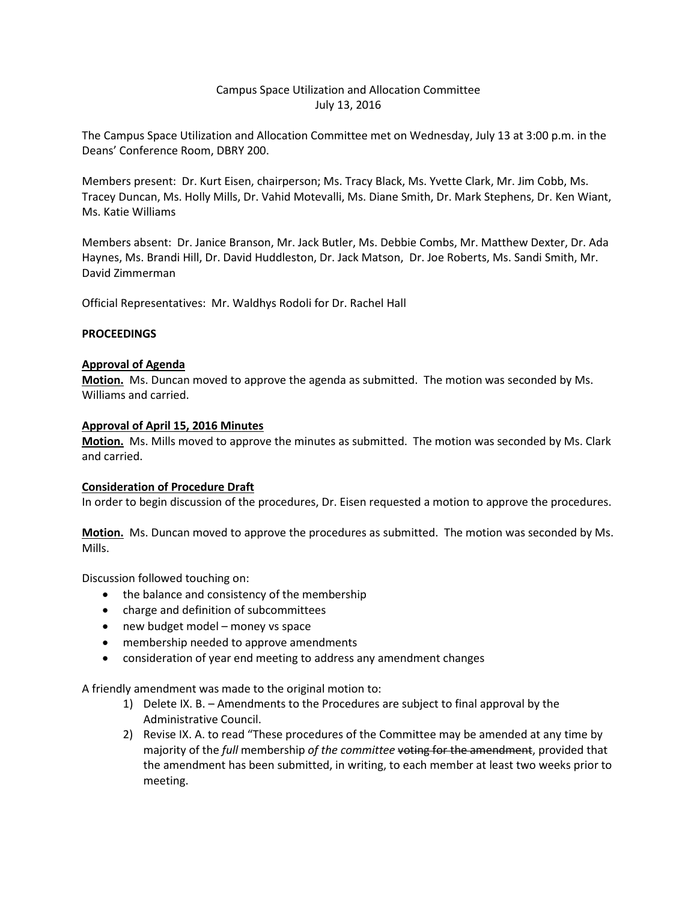Campus Space Utilization and Allocation Committee
July 13, 2016

The Campus Space Utilization and Allocation Committee met on Wednesday, July 13 at 3:00 p.m. in the Deans' Conference Room, DBRY 200.

Members present: Dr. Kurt Eisen, chairperson; Ms. Tracy Black, Ms. Yvette Clark, Mr. Jim Cobb, Ms. Tracey Duncan, Ms. Holly Mills, Dr. Vahid Motevalli, Ms. Diane Smith, Dr. Mark Stephens, Dr. Ken Wiant, Ms. Katie Williams

Members absent: Dr. Janice Branson, Mr. Jack Butler, Ms. Debbie Combs, Mr. Matthew Dexter, Dr. Ada Haynes, Ms. Brandi Hill, Dr. David Huddleston, Dr. Jack Matson, Dr. Joe Roberts, Ms. Sandi Smith, Mr. David Zimmerman

Official Representatives: Mr. Waldhys Rodoli for Dr. Rachel Hall

**PROCEEDINGS**

**Approval of Agenda**

**Motion.** Ms. Duncan moved to approve the agenda as submitted. The motion was seconded by Ms. Williams and carried.

**Approval of April 15, 2016 Minutes**

**Motion.** Ms. Mills moved to approve the minutes as submitted. The motion was seconded by Ms. Clark and carried.

**Consideration of Procedure Draft**

In order to begin discussion of the procedures, Dr. Eisen requested a motion to approve the procedures.

**Motion.** Ms. Duncan moved to approve the procedures as submitted. The motion was seconded by Ms. Mills.

Discussion followed touching on:

- the balance and consistency of the membership
- charge and definition of subcommittees
- new budget model – money vs space
- membership needed to approve amendments
- consideration of year end meeting to address any amendment changes

A friendly amendment was made to the original motion to:

1) Delete IX. B. – Amendments to the Procedures are subject to final approval by the Administrative Council.
2) Revise IX. A. to read "These procedures of the Committee may be amended at any time by majority of the *full* membership *of the committee* ~~voting for the amendment~~, provided that the amendment has been submitted, in writing, to each member at least two weeks prior to meeting.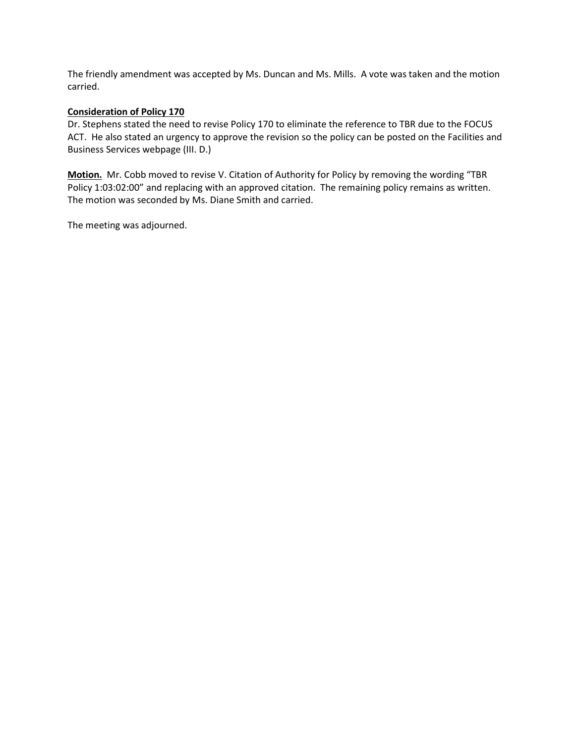The friendly amendment was accepted by Ms. Duncan and Ms. Mills. A vote was taken and the motion carried.

**Consideration of Policy 170**

Dr. Stephens stated the need to revise Policy 170 to eliminate the reference to TBR due to the FOCUS ACT. He also stated an urgency to approve the revision so the policy can be posted on the Facilities and Business Services webpage (III. D.)

**Motion.** Mr. Cobb moved to revise V. Citation of Authority for Policy by removing the wording "TBR Policy 1:03:02:00" and replacing with an approved citation. The remaining policy remains as written. The motion was seconded by Ms. Diane Smith and carried.

The meeting was adjourned.